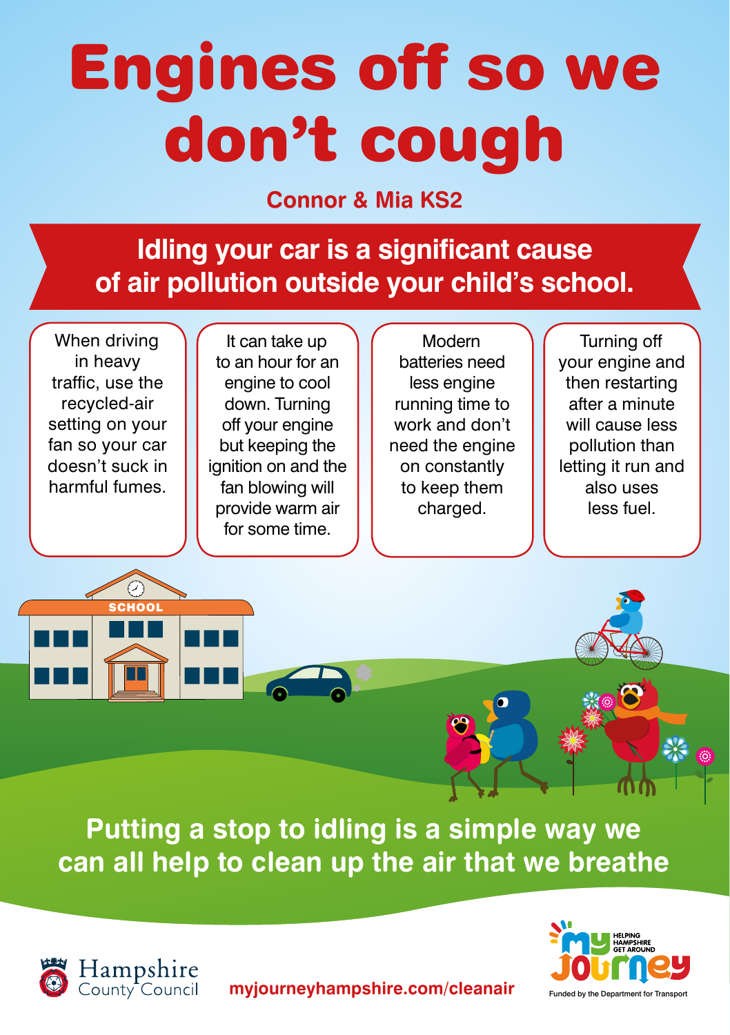# Engines off so we don't cough

**Connor & Mia KS2**

## Idling your car is a significant cause of air pollution outside your child's school.

When driving in heavy traffic, use the recycled-air setting on your fan so your car doesn't suck in harmful fumes.

It can take up to an hour for an engine to cool down. Turning off your engine but keeping the ignition on and the fan blowing will provide warm air for some time.

Modern batteries need less engine running time to work and don't need the engine on constantly to keep them charged.

Turning off your engine and then restarting after a minute will cause less pollution than letting it run and also uses less fuel.

SCHOOL

**Putting a stop to idling is a simple way we can all help to clean up the air that we breathe**

Hampshire County Council

myjourneyhampshire.com/cleanair

my Journey – Helping Hampshire Get Around

Funded by the Department for Transport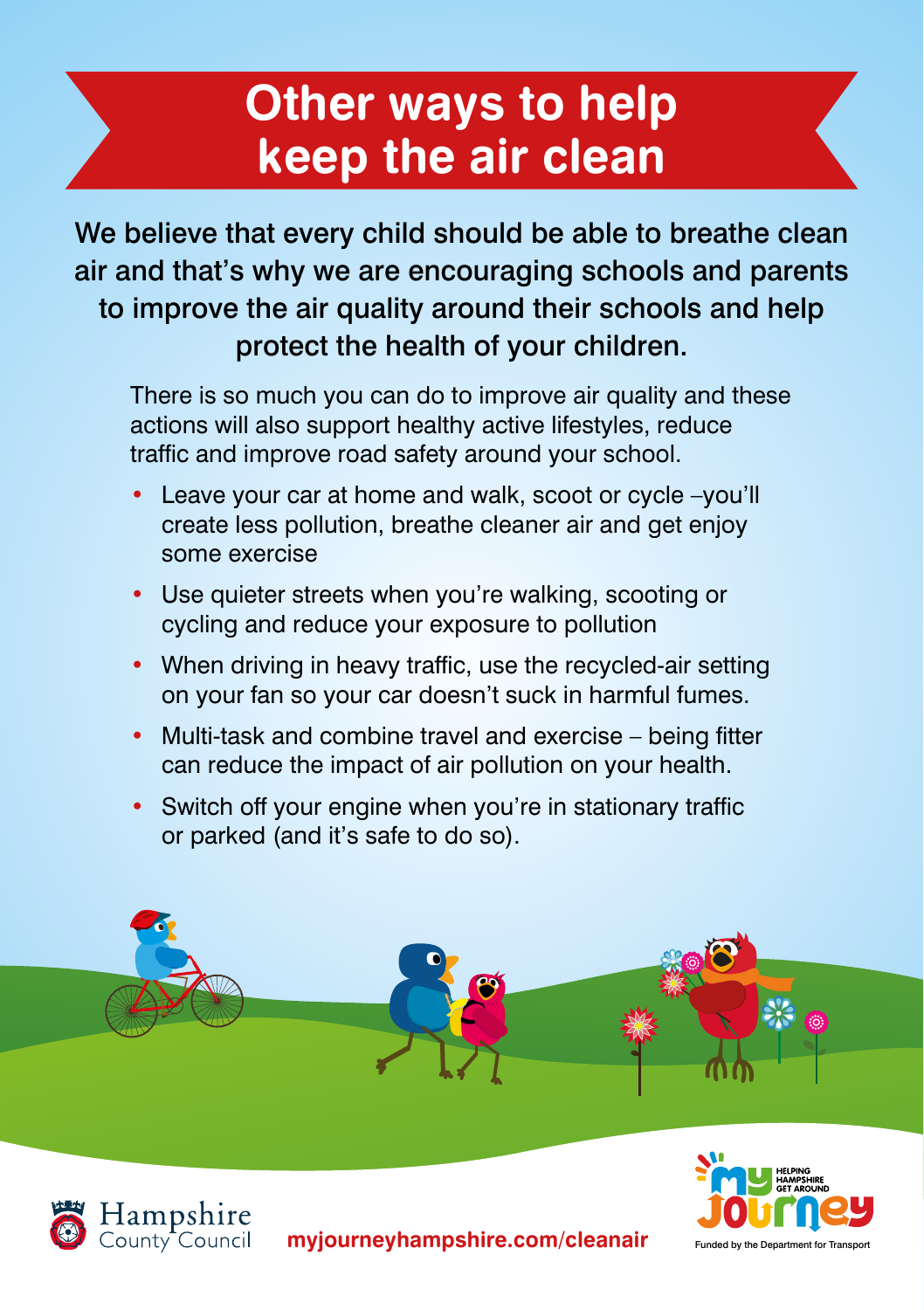# Other ways to help keep the air clean

**We believe that every child should be able to breathe clean air and that's why we are encouraging schools and parents to improve the air quality around their schools and help protect the health of your children.**

There is so much you can do to improve air quality and these actions will also support healthy active lifestyles, reduce traffic and improve road safety around your school.

- Leave your car at home and walk, scoot or cycle –you'll create less pollution, breathe cleaner air and get enjoy some exercise
- Use quieter streets when you're walking, scooting or cycling and reduce your exposure to pollution
- When driving in heavy traffic, use the recycled-air setting on your fan so your car doesn't suck in harmful fumes.
- Multi-task and combine travel and exercise – being fitter can reduce the impact of air pollution on your health.
- Switch off your engine when you're in stationary traffic or parked (and it's safe to do so).

Hampshire County Council

myjourneyhampshire.com/cleanair

My Journey – Helping Hampshire Get Around

Funded by the Department for Transport